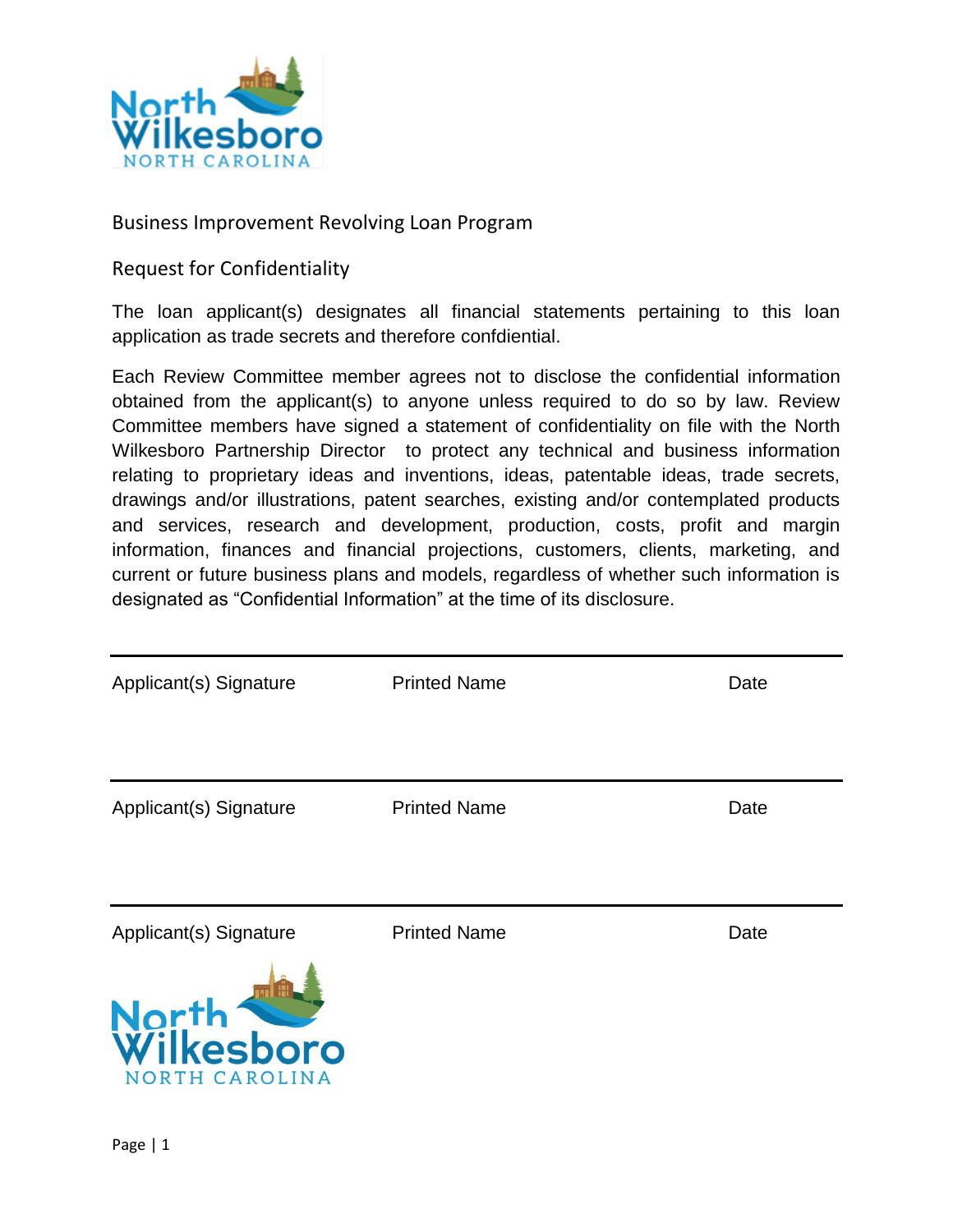Business Improvement Revolving Loan Program

Request for Confidentiality

The loan applicant(s) designates all financial statements pertaining to this loan application as trade secrets and therefore confdiential.

Each Review Committee member agrees not to disclose the confidential information obtained from the applicant(s) to anyone unless required to do so by law. Review Committee members have signed a statement of confidentiality on file with the North Wilkesboro Partnership Director to protect any technical and business information relating to proprietary ideas and inventions, ideas, patentable ideas, trade secrets, drawings and/or illustrations, patent searches, existing and/or contemplated products and services, research and development, production, costs, profit and margin information, finances and financial projections, customers, clients, marketing, and current or future business plans and models, regardless of whether such information is designated as "Confidential Information" at the time of its disclosure.

| Applicant(s) Signature | Printed Name | Date |
|---|---|---|
| | | |

| Applicant(s) Signature | Printed Name | Date |
|---|---|---|
| | | |

| Applicant(s) Signature | Printed Name | Date |
|---|---|---|
| | | |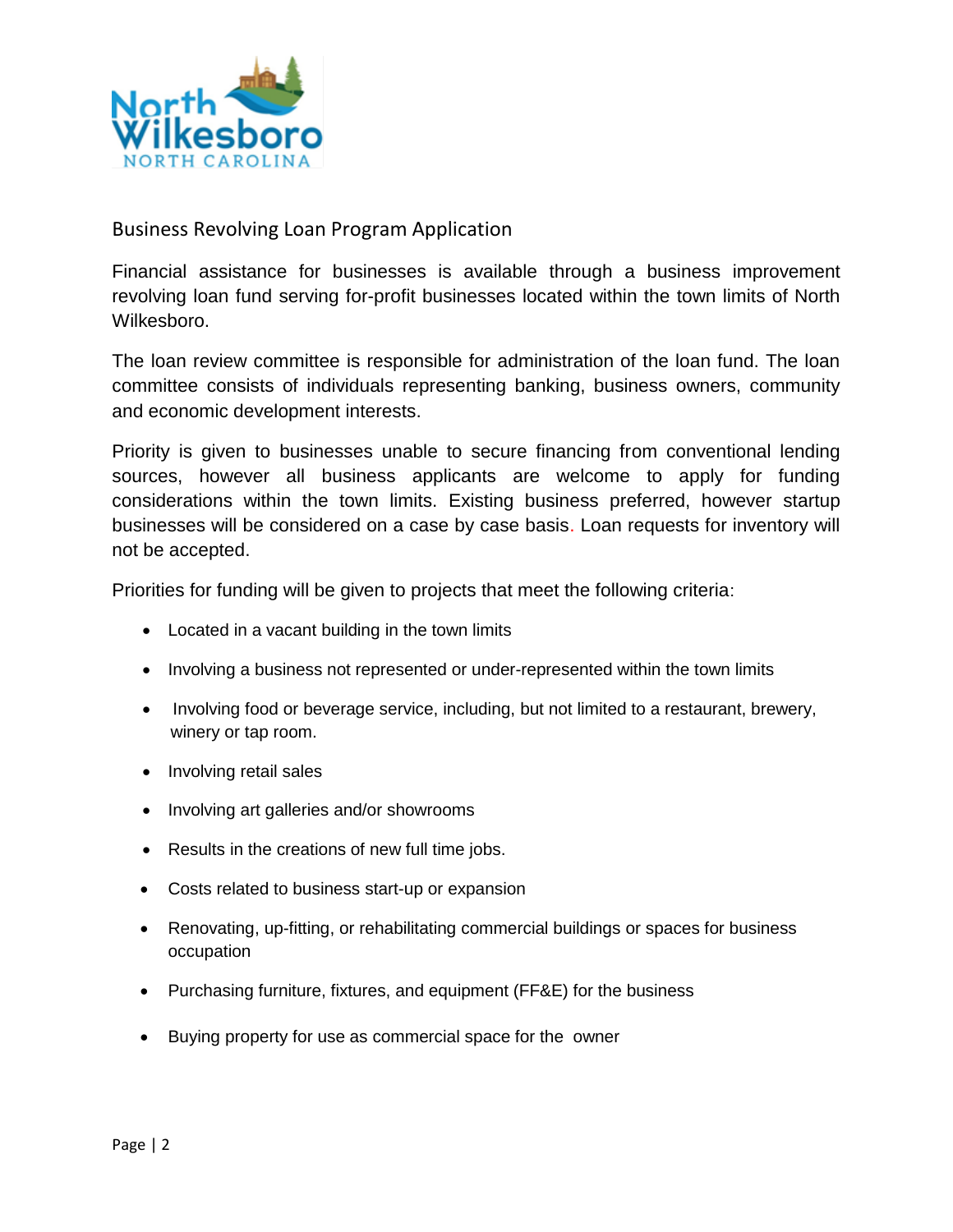## Business Revolving Loan Program Application

Financial assistance for businesses is available through a business improvement revolving loan fund serving for-profit businesses located within the town limits of North Wilkesboro.

The loan review committee is responsible for administration of the loan fund. The loan committee consists of individuals representing banking, business owners, community and economic development interests.

Priority is given to businesses unable to secure financing from conventional lending sources, however all business applicants are welcome to apply for funding considerations within the town limits. Existing business preferred, however startup businesses will be considered on a case by case basis. Loan requests for inventory will not be accepted.

Priorities for funding will be given to projects that meet the following criteria:

- Located in a vacant building in the town limits
- Involving a business not represented or under-represented within the town limits
- Involving food or beverage service, including, but not limited to a restaurant, brewery, winery or tap room.
- Involving retail sales
- Involving art galleries and/or showrooms
- Results in the creations of new full time jobs.
- Costs related to business start-up or expansion
- Renovating, up-fitting, or rehabilitating commercial buildings or spaces for business occupation
- Purchasing furniture, fixtures, and equipment (FF&E) for the business
- Buying property for use as commercial space for the owner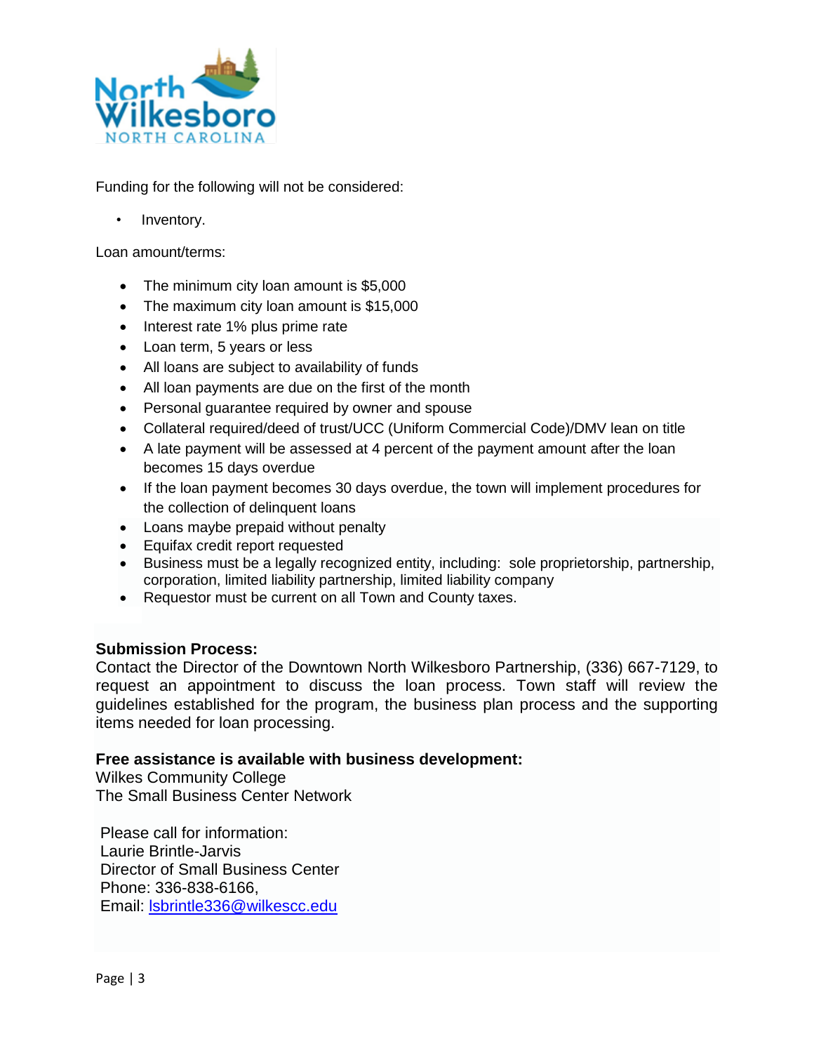Funding for the following will not be considered:

- Inventory.

Loan amount/terms:

- The minimum city loan amount is $5,000
- The maximum city loan amount is $15,000
- Interest rate 1% plus prime rate
- Loan term, 5 years or less
- All loans are subject to availability of funds
- All loan payments are due on the first of the month
- Personal guarantee required by owner and spouse
- Collateral required/deed of trust/UCC (Uniform Commercial Code)/DMV lean on title
- A late payment will be assessed at 4 percent of the payment amount after the loan becomes 15 days overdue
- If the loan payment becomes 30 days overdue, the town will implement procedures for the collection of delinquent loans
- Loans maybe prepaid without penalty
- Equifax credit report requested
- Business must be a legally recognized entity, including: sole proprietorship, partnership, corporation, limited liability partnership, limited liability company
- Requestor must be current on all Town and County taxes.

**Submission Process:**
Contact the Director of the Downtown North Wilkesboro Partnership, (336) 667-7129, to request an appointment to discuss the loan process. Town staff will review the guidelines established for the program, the business plan process and the supporting items needed for loan processing.

**Free assistance is available with business development:**
Wilkes Community College
The Small Business Center Network

Please call for information:
Laurie Brintle-Jarvis
Director of Small Business Center
Phone: 336-838-6166,
Email: lsbrintle336@wilkescc.edu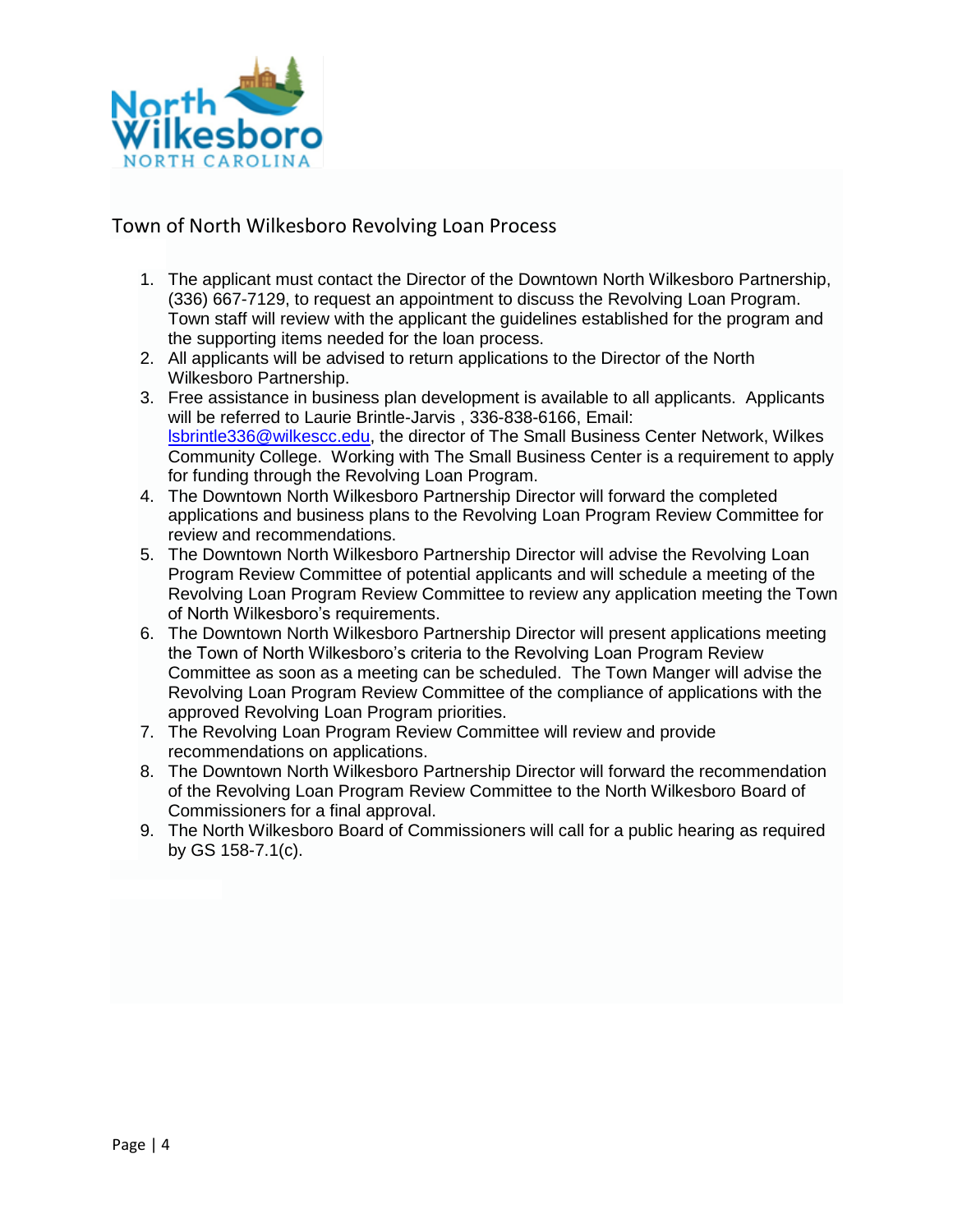## Town of North Wilkesboro Revolving Loan Process

1. The applicant must contact the Director of the Downtown North Wilkesboro Partnership, (336) 667-7129, to request an appointment to discuss the Revolving Loan Program. Town staff will review with the applicant the guidelines established for the program and the supporting items needed for the loan process.
2. All applicants will be advised to return applications to the Director of the North Wilkesboro Partnership.
3. Free assistance in business plan development is available to all applicants. Applicants will be referred to Laurie Brintle-Jarvis , 336-838-6166, Email: lsbrintle336@wilkescc.edu, the director of The Small Business Center Network, Wilkes Community College. Working with The Small Business Center is a requirement to apply for funding through the Revolving Loan Program.
4. The Downtown North Wilkesboro Partnership Director will forward the completed applications and business plans to the Revolving Loan Program Review Committee for review and recommendations.
5. The Downtown North Wilkesboro Partnership Director will advise the Revolving Loan Program Review Committee of potential applicants and will schedule a meeting of the Revolving Loan Program Review Committee to review any application meeting the Town of North Wilkesboro's requirements.
6. The Downtown North Wilkesboro Partnership Director will present applications meeting the Town of North Wilkesboro's criteria to the Revolving Loan Program Review Committee as soon as a meeting can be scheduled. The Town Manger will advise the Revolving Loan Program Review Committee of the compliance of applications with the approved Revolving Loan Program priorities.
7. The Revolving Loan Program Review Committee will review and provide recommendations on applications.
8. The Downtown North Wilkesboro Partnership Director will forward the recommendation of the Revolving Loan Program Review Committee to the North Wilkesboro Board of Commissioners for a final approval.
9. The North Wilkesboro Board of Commissioners will call for a public hearing as required by GS 158-7.1(c).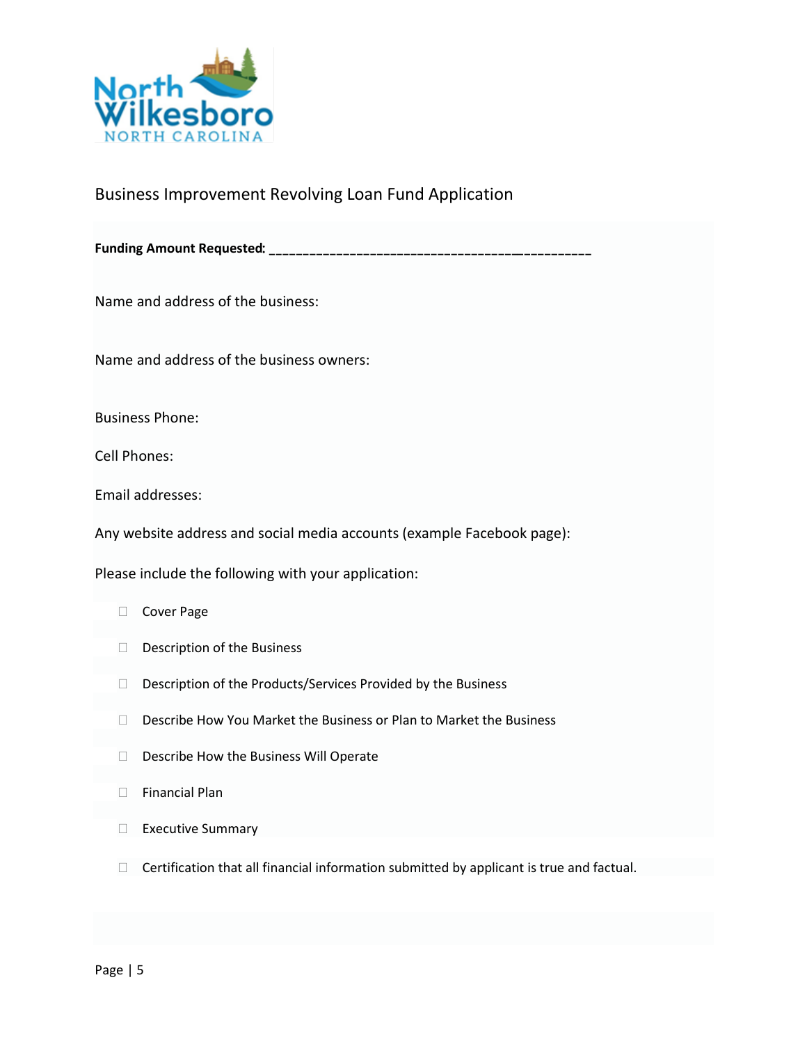## Business Improvement Revolving Loan Fund Application

**Funding Amount Requested:** ______________________________________________

Name and address of the business:

Name and address of the business owners:

Business Phone:

Cell Phones:

Email addresses:

Any website address and social media accounts (example Facebook page):

Please include the following with your application:

- ☐ Cover Page
- ☐ Description of the Business
- ☐ Description of the Products/Services Provided by the Business
- ☐ Describe How You Market the Business or Plan to Market the Business
- ☐ Describe How the Business Will Operate
- ☐ Financial Plan
- ☐ Executive Summary
- ☐ Certification that all financial information submitted by applicant is true and factual.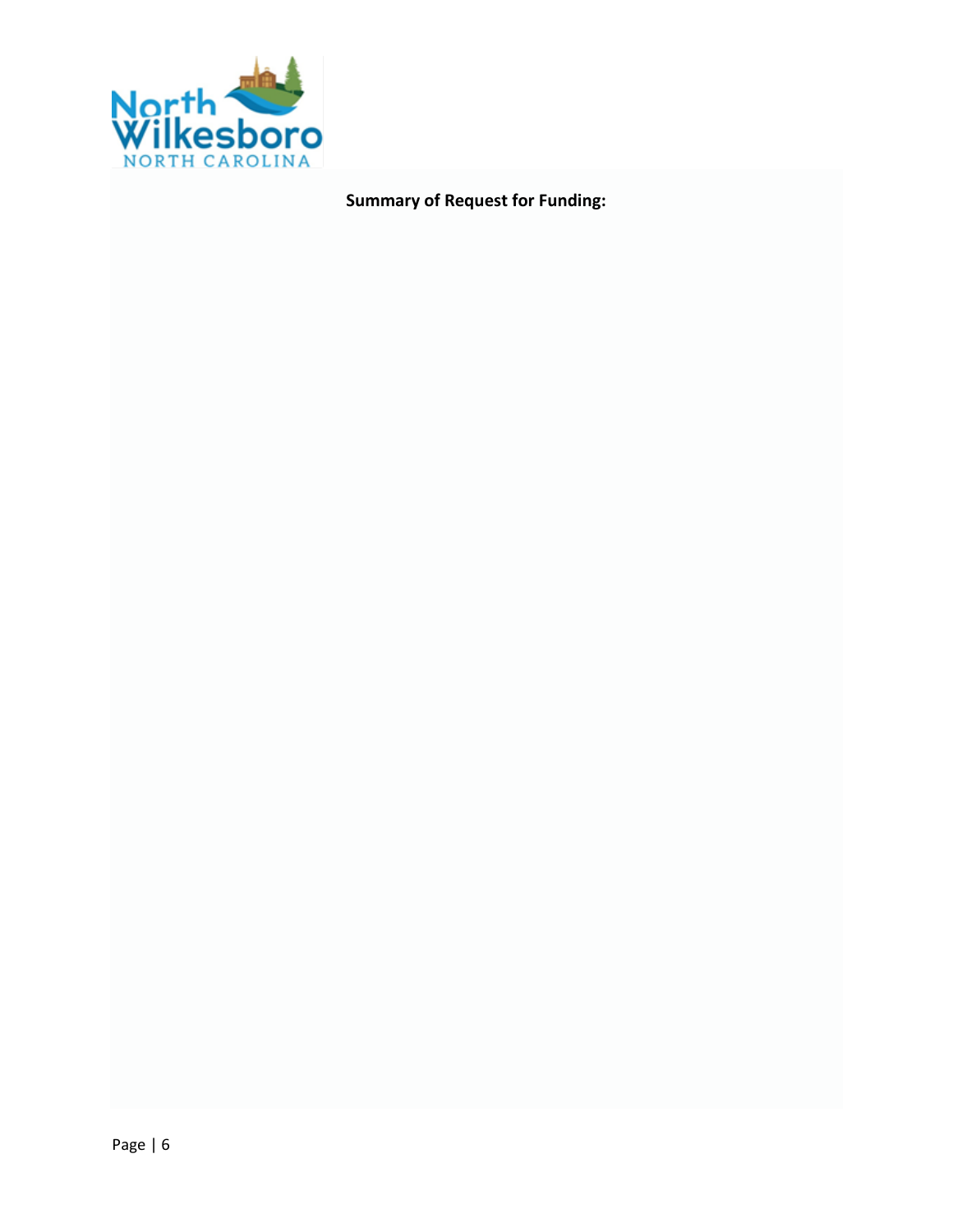**Summary of Request for Funding:**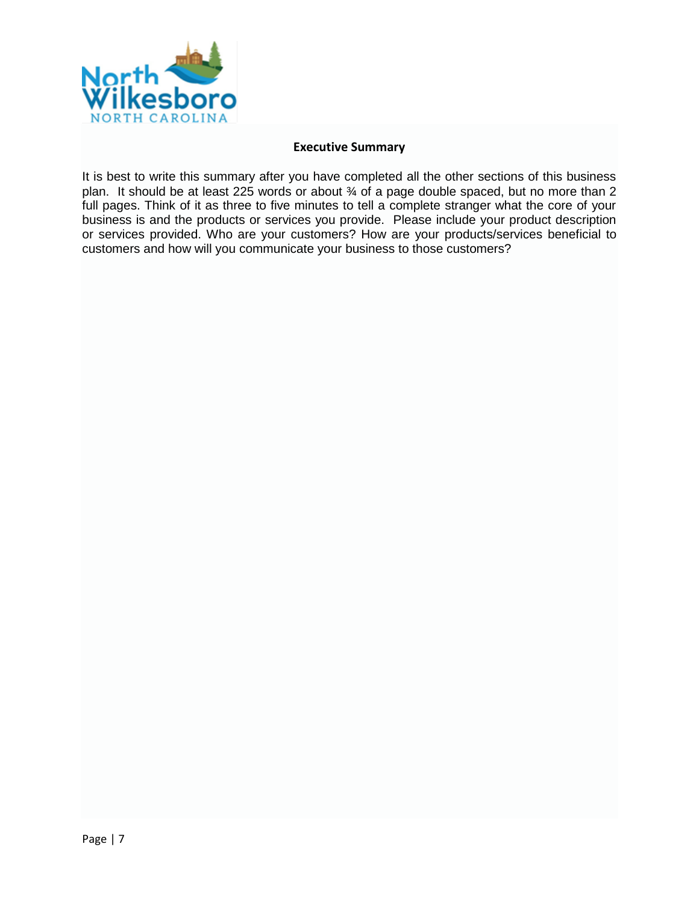## Executive Summary

It is best to write this summary after you have completed all the other sections of this business plan. It should be at least 225 words or about ¾ of a page double spaced, but no more than 2 full pages. Think of it as three to five minutes to tell a complete stranger what the core of your business is and the products or services you provide. Please include your product description or services provided. Who are your customers? How are your products/services beneficial to customers and how will you communicate your business to those customers?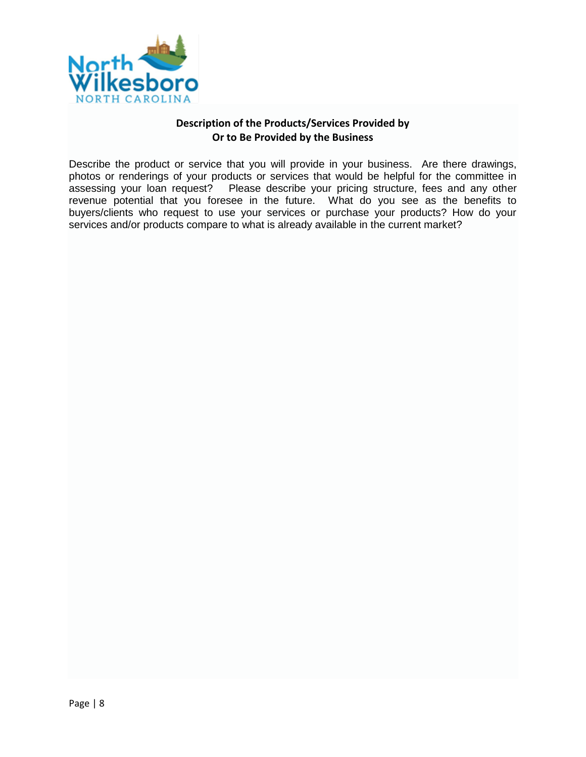## Description of the Products/Services Provided by Or to Be Provided by the Business

Describe the product or service that you will provide in your business. Are there drawings, photos or renderings of your products or services that would be helpful for the committee in assessing your loan request? Please describe your pricing structure, fees and any other revenue potential that you foresee in the future. What do you see as the benefits to buyers/clients who request to use your services or purchase your products? How do your services and/or products compare to what is already available in the current market?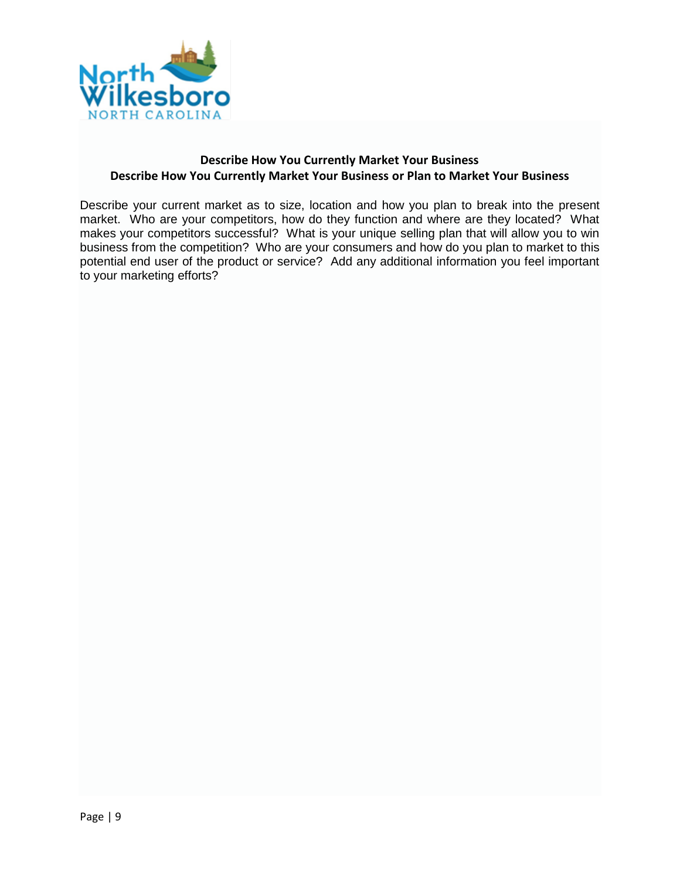**Describe How You Currently Market Your Business**

**Describe How You Currently Market Your Business or Plan to Market Your Business**

Describe your current market as to size, location and how you plan to break into the present market. Who are your competitors, how do they function and where are they located? What makes your competitors successful? What is your unique selling plan that will allow you to win business from the competition? Who are your consumers and how do you plan to market to this potential end user of the product or service? Add any additional information you feel important to your marketing efforts?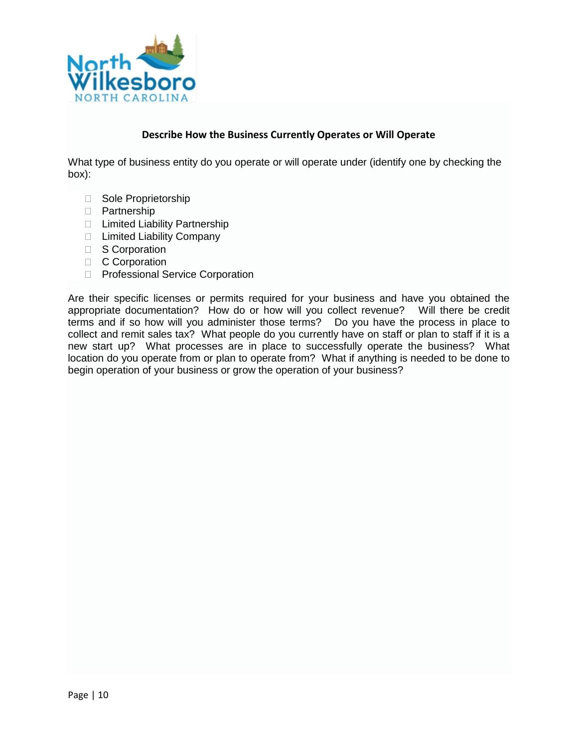## Describe How the Business Currently Operates or Will Operate

What type of business entity do you operate or will operate under (identify one by checking the box):

- ☐ Sole Proprietorship
- ☐ Partnership
- ☐ Limited Liability Partnership
- ☐ Limited Liability Company
- ☐ S Corporation
- ☐ C Corporation
- ☐ Professional Service Corporation

Are their specific licenses or permits required for your business and have you obtained the appropriate documentation? How do or how will you collect revenue? Will there be credit terms and if so how will you administer those terms? Do you have the process in place to collect and remit sales tax? What people do you currently have on staff or plan to staff if it is a new start up? What processes are in place to successfully operate the business? What location do you operate from or plan to operate from? What if anything is needed to be done to begin operation of your business or grow the operation of your business?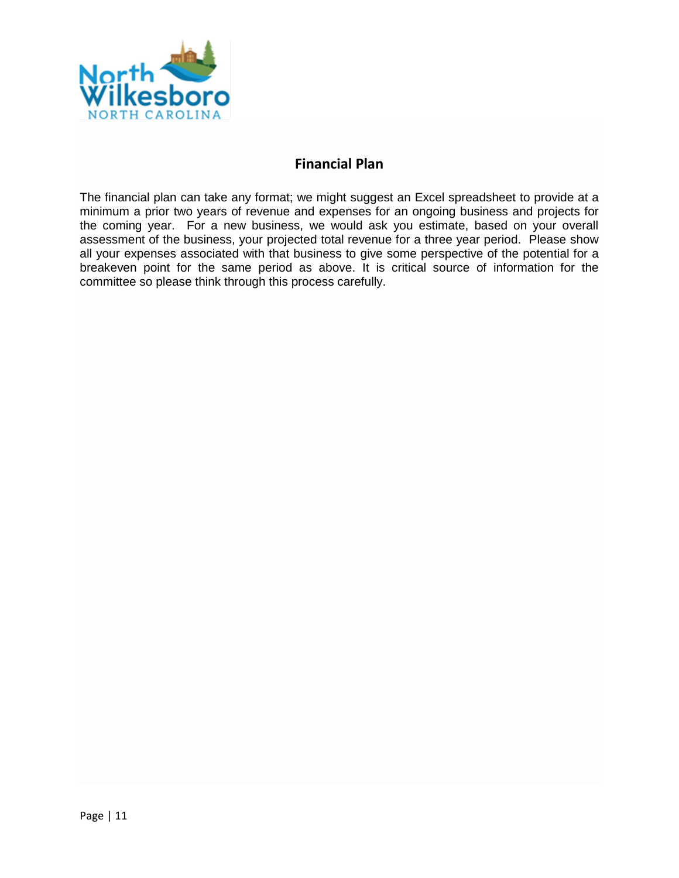## Financial Plan

The financial plan can take any format; we might suggest an Excel spreadsheet to provide at a minimum a prior two years of revenue and expenses for an ongoing business and projects for the coming year. For a new business, we would ask you estimate, based on your overall assessment of the business, your projected total revenue for a three year period. Please show all your expenses associated with that business to give some perspective of the potential for a breakeven point for the same period as above. It is critical source of information for the committee so please think through this process carefully.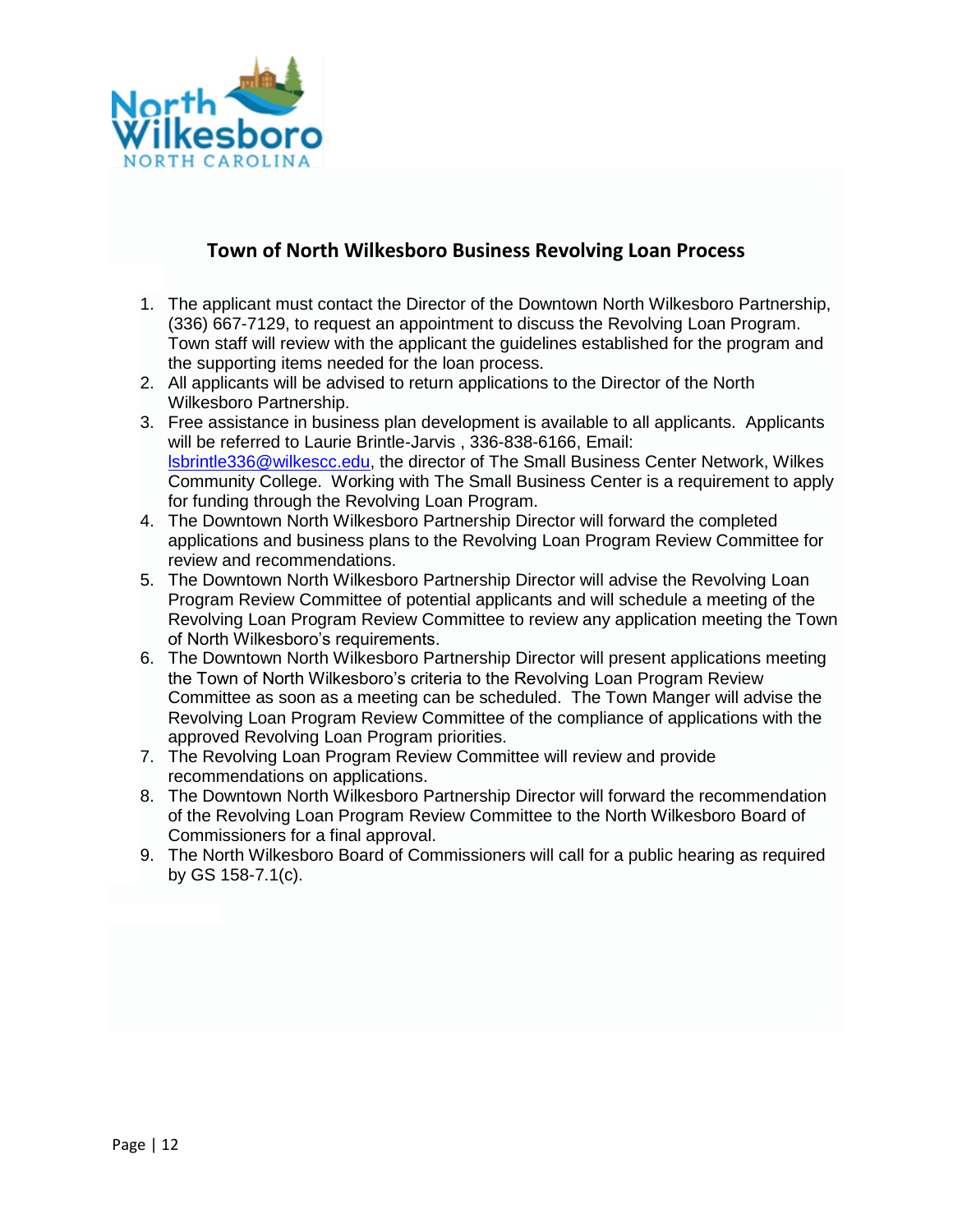## Town of North Wilkesboro Business Revolving Loan Process

1. The applicant must contact the Director of the Downtown North Wilkesboro Partnership, (336) 667-7129, to request an appointment to discuss the Revolving Loan Program. Town staff will review with the applicant the guidelines established for the program and the supporting items needed for the loan process.
2. All applicants will be advised to return applications to the Director of the North Wilkesboro Partnership.
3. Free assistance in business plan development is available to all applicants. Applicants will be referred to Laurie Brintle-Jarvis , 336-838-6166, Email: lsbrintle336@wilkescc.edu, the director of The Small Business Center Network, Wilkes Community College. Working with The Small Business Center is a requirement to apply for funding through the Revolving Loan Program.
4. The Downtown North Wilkesboro Partnership Director will forward the completed applications and business plans to the Revolving Loan Program Review Committee for review and recommendations.
5. The Downtown North Wilkesboro Partnership Director will advise the Revolving Loan Program Review Committee of potential applicants and will schedule a meeting of the Revolving Loan Program Review Committee to review any application meeting the Town of North Wilkesboro's requirements.
6. The Downtown North Wilkesboro Partnership Director will present applications meeting the Town of North Wilkesboro's criteria to the Revolving Loan Program Review Committee as soon as a meeting can be scheduled. The Town Manger will advise the Revolving Loan Program Review Committee of the compliance of applications with the approved Revolving Loan Program priorities.
7. The Revolving Loan Program Review Committee will review and provide recommendations on applications.
8. The Downtown North Wilkesboro Partnership Director will forward the recommendation of the Revolving Loan Program Review Committee to the North Wilkesboro Board of Commissioners for a final approval.
9. The North Wilkesboro Board of Commissioners will call for a public hearing as required by GS 158-7.1(c).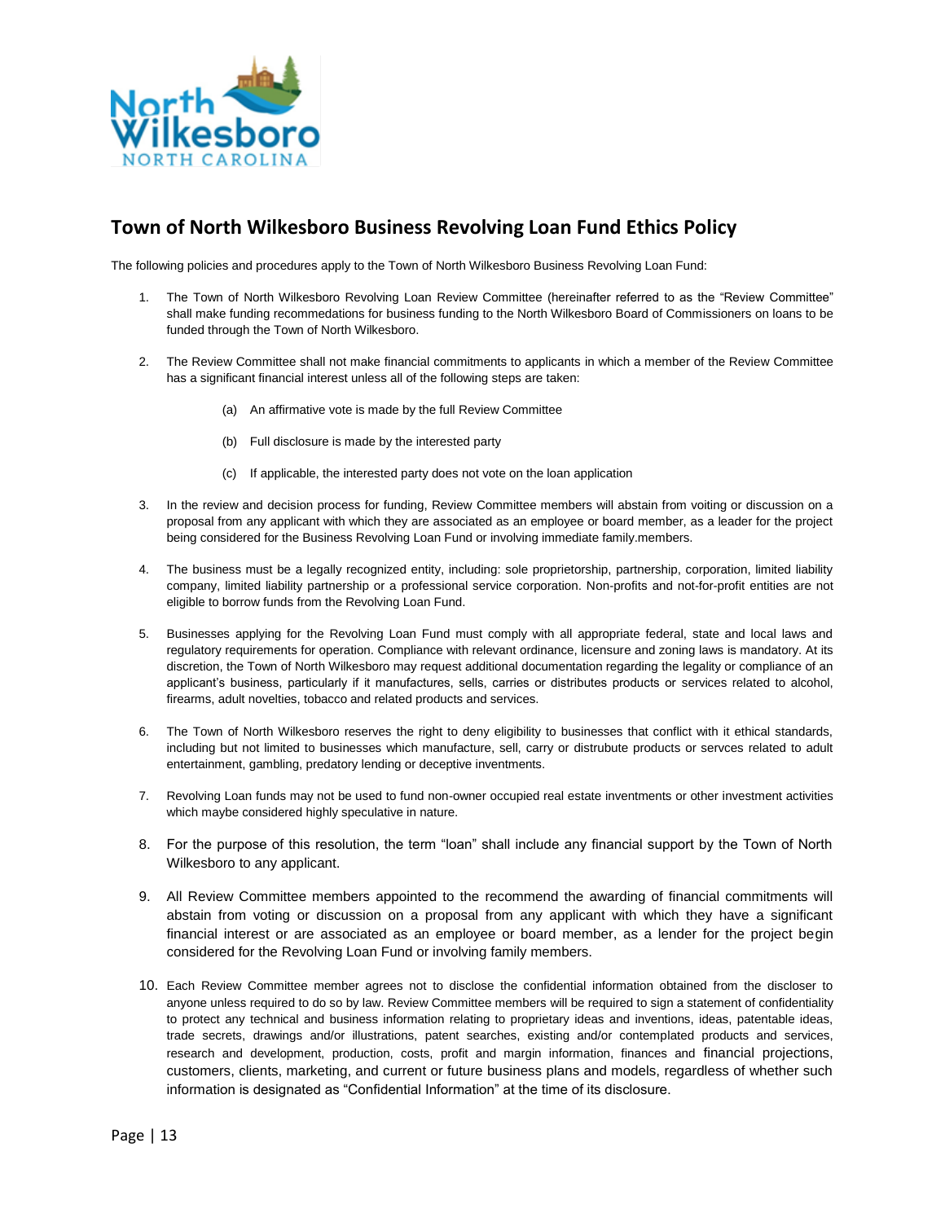## Town of North Wilkesboro Business Revolving Loan Fund Ethics Policy

The following policies and procedures apply to the Town of North Wilkesboro Business Revolving Loan Fund:

1. The Town of North Wilkesboro Revolving Loan Review Committee (hereinafter referred to as the "Review Committee" shall make funding recommedations for business funding to the North Wilkesboro Board of Commissioners on loans to be funded through the Town of North Wilkesboro.

2. The Review Committee shall not make financial commitments to applicants in which a member of the Review Committee has a significant financial interest unless all of the following steps are taken:

   (a) An affirmative vote is made by the full Review Committee

   (b) Full disclosure is made by the interested party

   (c) If applicable, the interested party does not vote on the loan application

3. In the review and decision process for funding, Review Committee members will abstain from voiting or discussion on a proposal from any applicant with which they are associated as an employee or board member, as a leader for the project being considered for the Business Revolving Loan Fund or involving immediate family.members.

4. The business must be a legally recognized entity, including: sole proprietorship, partnership, corporation, limited liability company, limited liability partnership or a professional service corporation. Non-profits and not-for-profit entities are not eligible to borrow funds from the Revolving Loan Fund.

5. Businesses applying for the Revolving Loan Fund must comply with all appropriate federal, state and local laws and regulatory requirements for operation. Compliance with relevant ordinance, licensure and zoning laws is mandatory. At its discretion, the Town of North Wilkesboro may request additional documentation regarding the legality or compliance of an applicant's business, particularly if it manufactures, sells, carries or distributes products or services related to alcohol, firearms, adult novelties, tobacco and related products and services.

6. The Town of North Wilkesboro reserves the right to deny eligibility to businesses that conflict with it ethical standards, including but not limited to businesses which manufacture, sell, carry or distrubute products or servces related to adult entertainment, gambling, predatory lending or deceptive inventments.

7. Revolving Loan funds may not be used to fund non-owner occupied real estate inventments or other investment activities which maybe considered highly speculative in nature.

8. For the purpose of this resolution, the term "loan" shall include any financial support by the Town of North Wilkesboro to any applicant.

9. All Review Committee members appointed to the recommend the awarding of financial commitments will abstain from voting or discussion on a proposal from any applicant with which they have a significant financial interest or are associated as an employee or board member, as a lender for the project begin considered for the Revolving Loan Fund or involving family members.

10. Each Review Committee member agrees not to disclose the confidential information obtained from the discloser to anyone unless required to do so by law. Review Committee members will be required to sign a statement of confidentiality to protect any technical and business information relating to proprietary ideas and inventions, ideas, patentable ideas, trade secrets, drawings and/or illustrations, patent searches, existing and/or contemplated products and services, research and development, production, costs, profit and margin information, finances and financial projections, customers, clients, marketing, and current or future business plans and models, regardless of whether such information is designated as "Confidential Information" at the time of its disclosure.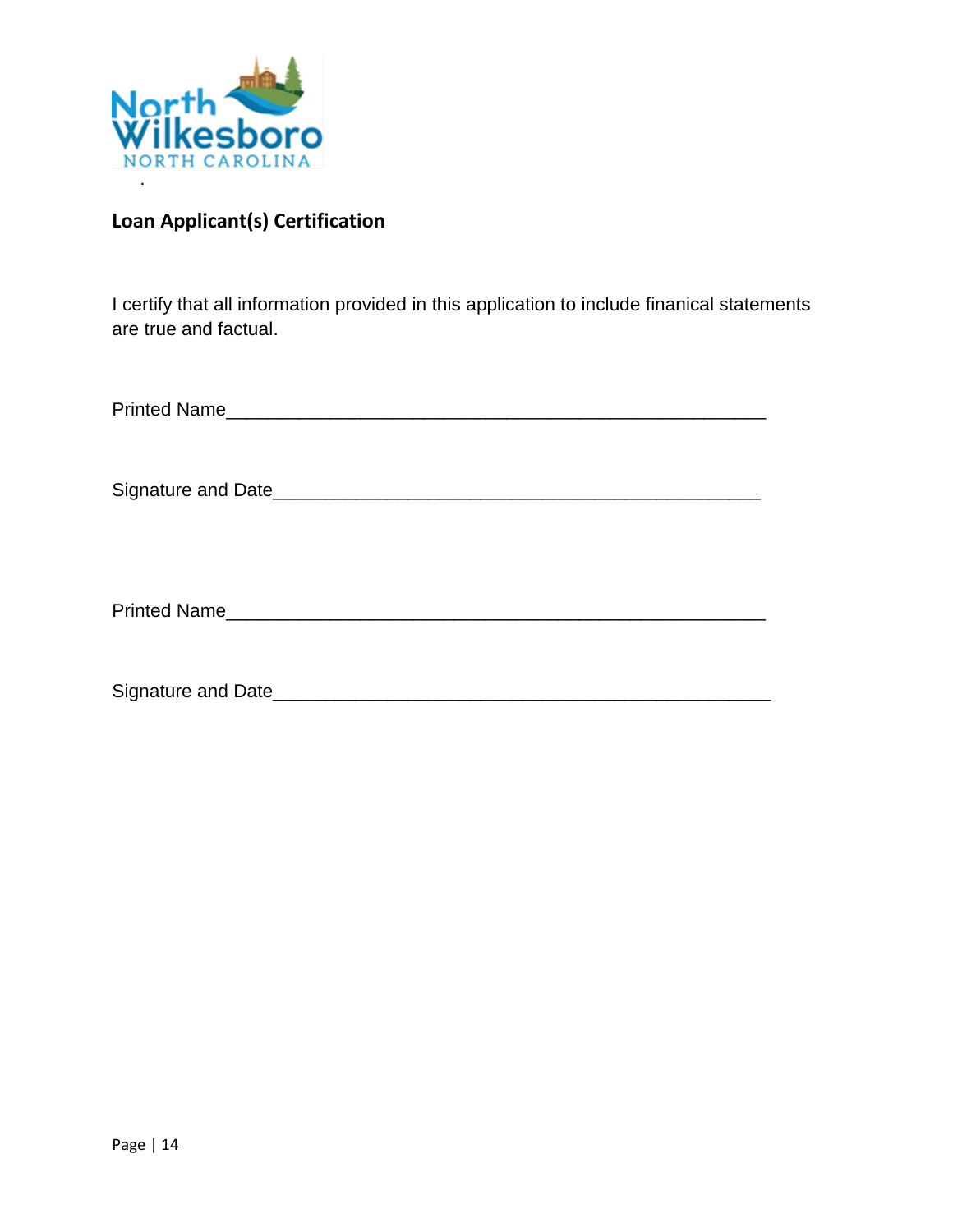## Loan Applicant(s) Certification

I certify that all information provided in this application to include finanical statements are true and factual.

Printed Name_____________________________________________________

Signature and Date_______________________________________________

Printed Name_____________________________________________________

Signature and Date_______________________________________________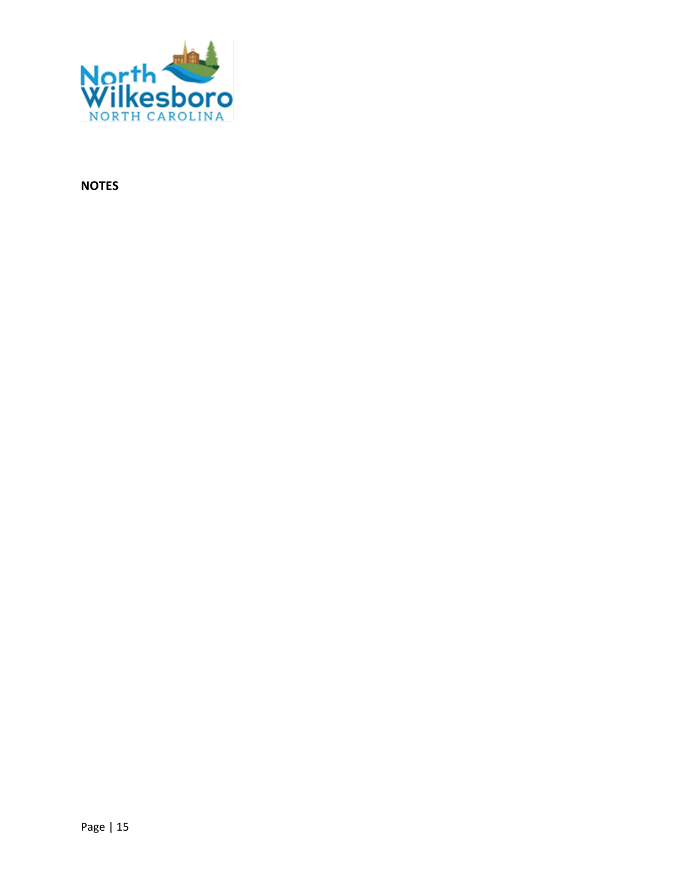**NOTES**